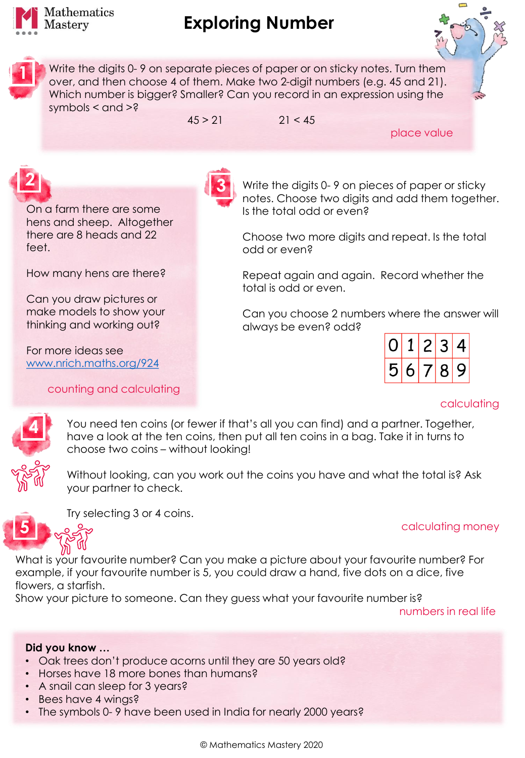Mathematics Mastery

# Exploring Number

## 1

Write the digits 0- 9 on separate pieces of paper or on sticky notes. Turn them over, and then choose 4 of them. Make two 2-digit numbers (e.g. 45 and 21). Which number is bigger? Smaller? Can you record in an expression using the symbols < and >?

$45 > 21$    $21 < 45$

place value

## 2

On a farm there are some hens and sheep. Altogether there are 8 heads and 22 feet.

How many hens are there?

Can you draw pictures or make models to show your thinking and working out?

For more ideas see [www.nrich.maths.org/924](http://www.nrich.maths.org/924)

counting and calculating

## 3

Write the digits 0- 9 on pieces of paper or sticky notes. Choose two digits and add them together. Is the total odd or even?

Choose two more digits and repeat. Is the total odd or even?

Repeat again and again. Record whether the total is odd or even.

Can you choose 2 numbers where the answer will always be even? odd?

| 0 | 1 | 2 | 3 | 4 |
|---|---|---|---|---|
| 5 | 6 | 7 | 8 | 9 |

calculating

## 4

You need ten coins (or fewer if that's all you can find) and a partner. Together, have a look at the ten coins, then put all ten coins in a bag. Take it in turns to choose two coins – without looking!

Without looking, can you work out the coins you have and what the total is? Ask your partner to check.

Try selecting 3 or 4 coins.

calculating money

## 5

What is your favourite number? Can you make a picture about your favourite number? For example, if your favourite number is 5, you could draw a hand, five dots on a dice, five flowers, a starfish.
Show your picture to someone. Can they guess what your favourite number is?

numbers in real life

**Did you know …**

- Oak trees don't produce acorns until they are 50 years old?
- Horses have 18 more bones than humans?
- A snail can sleep for 3 years?
- Bees have 4 wings?
- The symbols 0- 9 have been used in India for nearly 2000 years?

© Mathematics Mastery 2020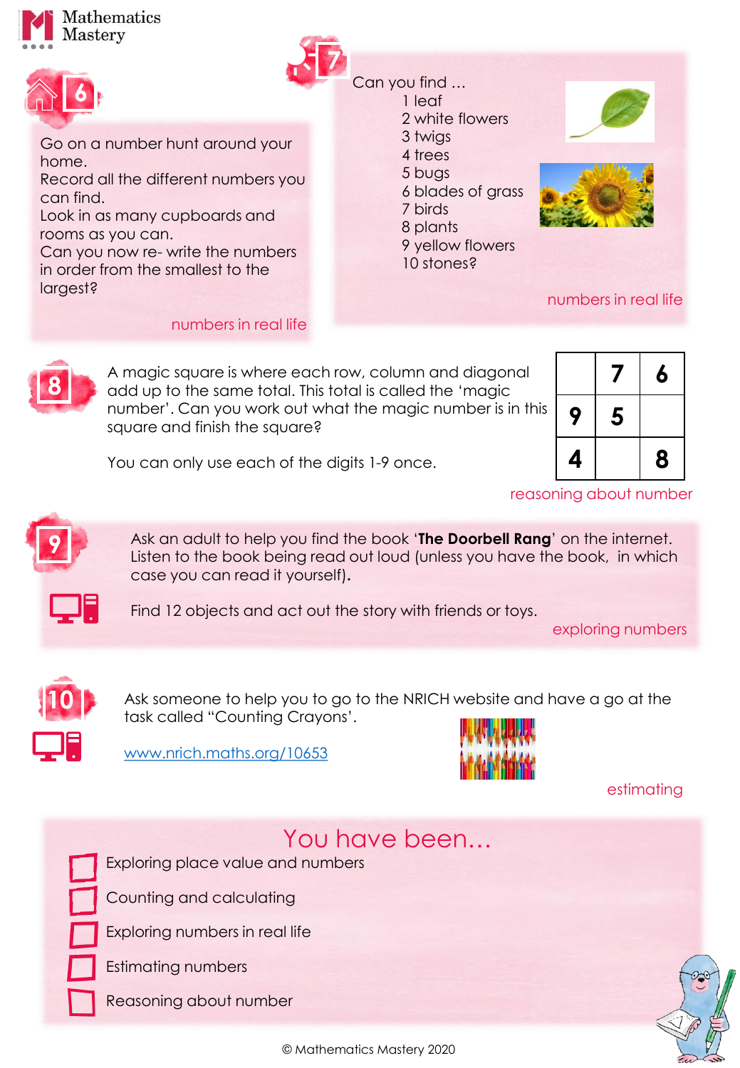## 6

Go on a number hunt around your home.
Record all the different numbers you can find.
Look in as many cupboards and rooms as you can.
Can you now re- write the numbers in order from the smallest to the largest?

numbers in real life

## 7

Can you find …

1 leaf
2 white flowers
3 twigs
4 trees
5 bugs
6 blades of grass
7 birds
8 plants
9 yellow flowers
10 stones?

numbers in real life

## 8

A magic square is where each row, column and diagonal add up to the same total. This total is called the 'magic number'. Can you work out what the magic number is in this square and finish the square?

You can only use each of the digits 1-9 once.

| | | |
|---|---|---|
| | 7 | 6 |
| 9 | 5 | |
| 4 | | 8 |

reasoning about number

## 9

Ask an adult to help you find the book '**The Doorbell Rang**' on the internet. Listen to the book being read out loud (unless you have the book, in which case you can read it yourself).

Find 12 objects and act out the story with friends or toys.

exploring numbers

## 10

Ask someone to help you to go to the NRICH website and have a go at the task called "Counting Crayons'.

[www.nrich.maths.org/10653](http://www.nrich.maths.org/10653)

estimating

## You have been…

- ☐ Exploring place value and numbers
- ☐ Counting and calculating
- ☐ Exploring numbers in real life
- ☐ Estimating numbers
- ☐ Reasoning about number

© Mathematics Mastery 2020